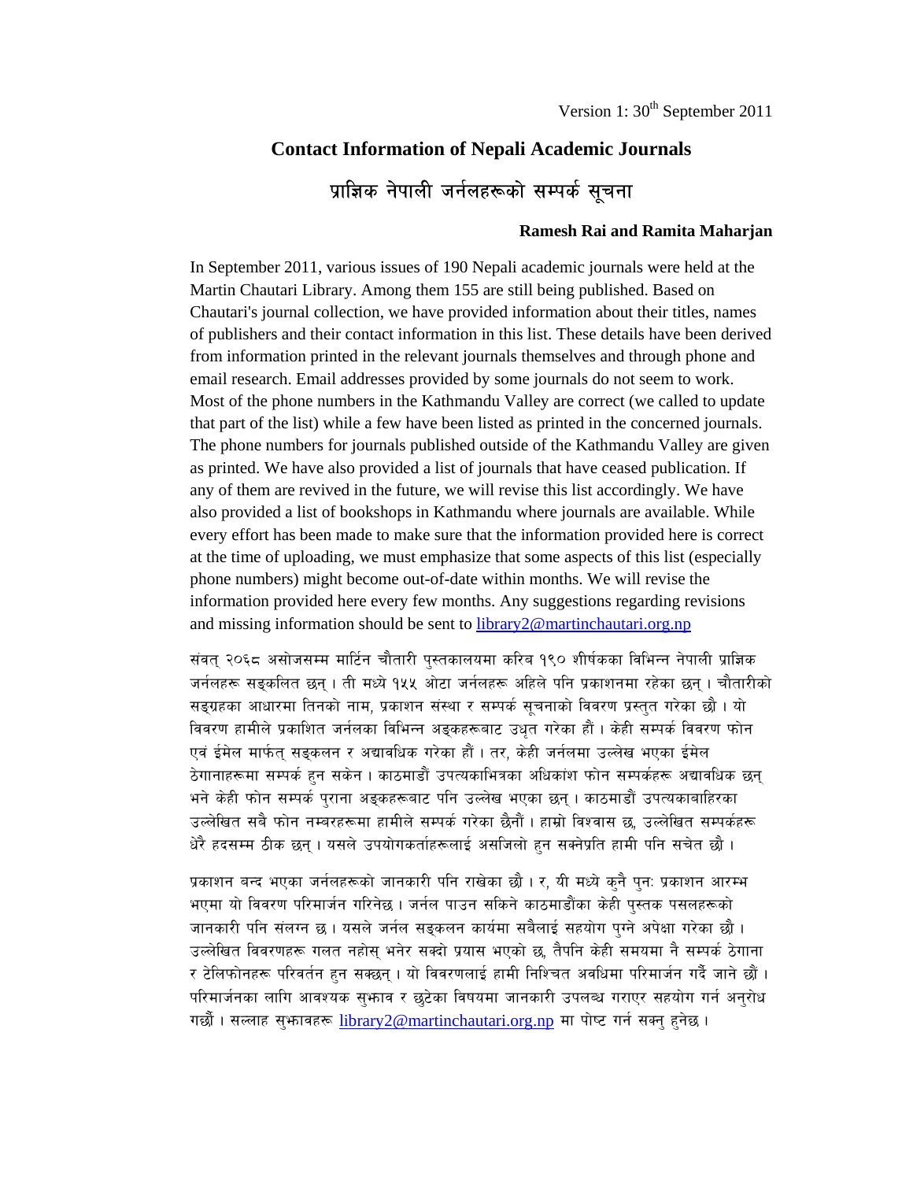Version 1: 30th September 2011

# Contact Information of Nepali Academic Journals

# प्राज्ञिक नेपाली जर्नलहरूको सम्पर्क सूचना

**Ramesh Rai and Ramita Maharjan**

In September 2011, various issues of 190 Nepali academic journals were held at the Martin Chautari Library. Among them 155 are still being published. Based on Chautari's journal collection, we have provided information about their titles, names of publishers and their contact information in this list. These details have been derived from information printed in the relevant journals themselves and through phone and email research. Email addresses provided by some journals do not seem to work. Most of the phone numbers in the Kathmandu Valley are correct (we called to update that part of the list) while a few have been listed as printed in the concerned journals. The phone numbers for journals published outside of the Kathmandu Valley are given as printed. We have also provided a list of journals that have ceased publication. If any of them are revived in the future, we will revise this list accordingly. We have also provided a list of bookshops in Kathmandu where journals are available. While every effort has been made to make sure that the information provided here is correct at the time of uploading, we must emphasize that some aspects of this list (especially phone numbers) might become out-of-date within months. We will revise the information provided here every few months. Any suggestions regarding revisions and missing information should be sent to library2@martinchautari.org.np

संवत् २०६८ असोजसम्म मार्टिन चौतारी पुस्तकालयमा करिब १९० शीर्षकका विभिन्न नेपाली प्राज्ञिक जर्नलहरू सङ्कलित छन् । ती मध्ये १५५ ओटा जर्नलहरू अहिले पनि प्रकाशनमा रहेका छन् । चौतारीको सङ्ग्रहका आधारमा तिनको नाम, प्रकाशन संस्था र सम्पर्क सूचनाको विवरण प्रस्तुत गरेका छौं । यो विवरण हामीले प्रकाशित जर्नलका विभिन्न अङ्कहरूबाट उधृत गरेका हौं । केही सम्पर्क विवरण फोन एवं ईमेल मार्फत् सङ्कलन र अद्यावधिक गरेका हौं । तर, केही जर्नलमा उल्लेख भएका ईमेल ठेगानाहरूमा सम्पर्क हुन सकेन । काठमाडौं उपत्यकाभित्रका अधिकांश फोन सम्पर्कहरू अद्यावधिक छन् भने केही फोन सम्पर्क पुराना अङ्कहरूबाट पनि उल्लेख भएका छन् । काठमाडौं उपत्यकाबाहिरका उल्लेखित सबै फोन नम्बरहरूमा हामीले सम्पर्क गरेका छैनौं । हाम्रो विश्वास छ, उल्लेखित सम्पर्कहरू धेरै हदसम्म ठीक छन् । यसले उपयोगकर्ताहरूलाई असजिलो हुन सक्नेप्रति हामी पनि सचेत छौं ।

प्रकाशन बन्द भएका जर्नलहरूको जानकारी पनि राखेका छौं । र, यी मध्ये कुनै पुनः प्रकाशन आरम्भ भएमा यो विवरण परिमार्जन गरिनेछ । जर्नल पाउन सकिने काठमाडौंका केही पुस्तक पसलहरूको जानकारी पनि संलग्न छ । यसले जर्नल सङ्कलन कार्यमा सबैलाई सहयोग पुग्ने अपेक्षा गरेका छौं । उल्लेखित विवरणहरू गलत नहोस् भनेर सक्दो प्रयास भएको छ, तैपनि केही समयमा नै सम्पर्क ठेगाना र टेलिफोनहरू परिवर्तन हुन सक्छन् । यो विवरणलाई हामी निश्चित अवधिमा परिमार्जन गर्दै जाने छौं । परिमार्जनका लागि आवश्यक सुझाव र छुटेका विषयमा जानकारी उपलब्ध गराएर सहयोग गर्न अनुरोध गर्छौं । सल्लाह सुझावहरू library2@martinchautari.org.np मा पोष्ट गर्न सक्नु हुनेछ ।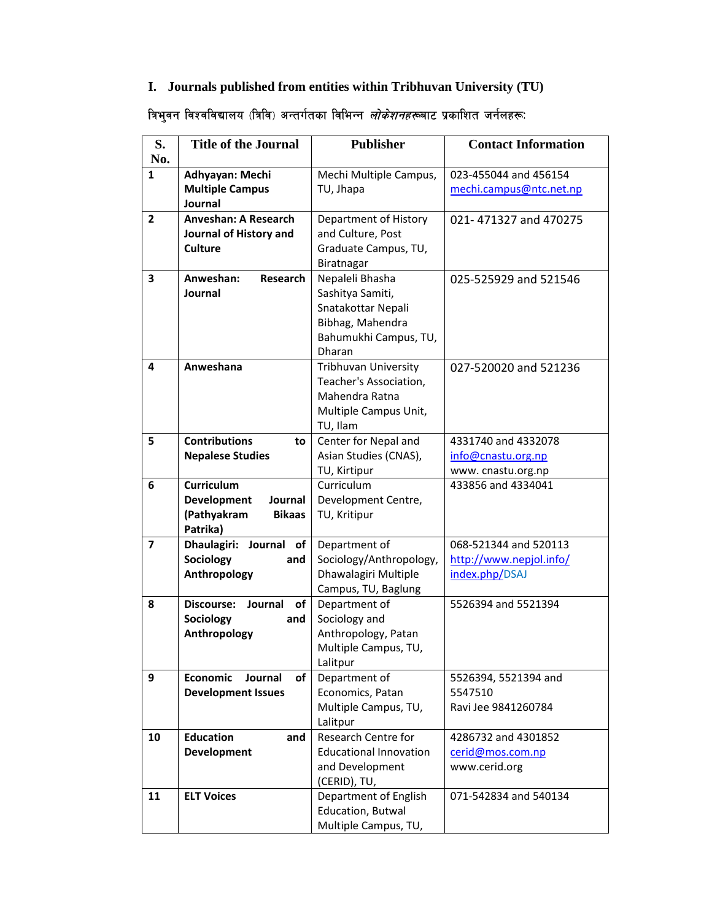## I. Journals published from entities within Tribhuvan University (TU)

त्रिभुवन विश्वविद्यालय (त्रिवि) अन्तर्गतका विभिन्न *लोकेशनहरू*बाट प्रकाशित जर्नलहरू:

| S. No. | Title of the Journal | Publisher | Contact Information |
|---|---|---|---|
| 1 | **Adhyayan: Mechi Multiple Campus Journal** | Mechi Multiple Campus, TU, Jhapa | 023-455044 and 456154 mechi.campus@ntc.net.np |
| 2 | **Anveshan: A Research Journal of History and Culture** | Department of History and Culture, Post Graduate Campus, TU, Biratnagar | 021- 471327 and 470275 |
| 3 | **Anweshan: Research Journal** | Nepaleli Bhasha Sashitya Samiti, Snatakottar Nepali Bibhag, Mahendra Bahumukhi Campus, TU, Dharan | 025-525929 and 521546 |
| 4 | **Anweshana** | Tribhuvan University Teacher's Association, Mahendra Ratna Multiple Campus Unit, TU, Ilam | 027-520020 and 521236 |
| 5 | **Contributions to Nepalese Studies** | Center for Nepal and Asian Studies (CNAS), TU, Kirtipur | 4331740 and 4332078 info@cnastu.org.np www. cnastu.org.np |
| 6 | **Curriculum Development Journal (Pathyakram Bikaas Patrika)** | Curriculum Development Centre, TU, Kritipur | 433856 and 4334041 |
| 7 | **Dhaulagiri: Journal of Sociology and Anthropology** | Department of Sociology/Anthropology, Dhawalagiri Multiple Campus, TU, Baglung | 068-521344 and 520113 http://www.nepjol.info/index.php/DSAJ |
| 8 | **Discourse: Journal of Sociology and Anthropology** | Department of Sociology and Anthropology, Patan Multiple Campus, TU, Lalitpur | 5526394 and 5521394 |
| 9 | **Economic Journal of Development Issues** | Department of Economics, Patan Multiple Campus, TU, Lalitpur | 5526394, 5521394 and 5547510 Ravi Jee 9841260784 |
| 10 | **Education and Development** | Research Centre for Educational Innovation and Development (CERID), TU, | 4286732 and 4301852 cerid@mos.com.np www.cerid.org |
| 11 | **ELT Voices** | Department of English Education, Butwal Multiple Campus, TU, | 071-542834 and 540134 |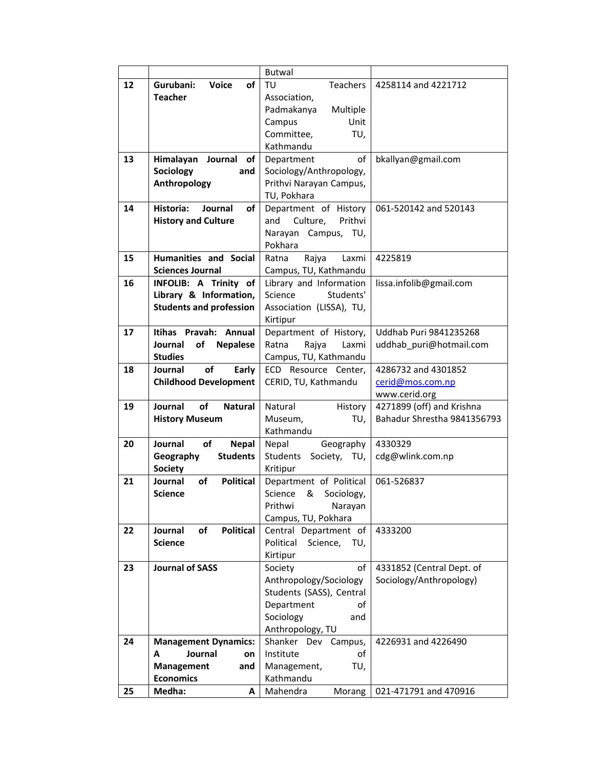| | | | |
|---|---|---|---|
| | | Butwal | |
| 12 | **Gurubani: Voice of Teacher** | TU Teachers Association, Padmakanya Multiple Campus Unit Committee, TU, Kathmandu | 4258114 and 4221712 |
| 13 | **Himalayan Journal of Sociology and Anthropology** | Department of Sociology/Anthropology, Prithvi Narayan Campus, TU, Pokhara | bkallyan@gmail.com |
| 14 | **Historia: Journal of History and Culture** | Department of History and Culture, Prithvi Narayan Campus, TU, Pokhara | 061-520142 and 520143 |
| 15 | **Humanities and Social Sciences Journal** | Ratna Rajya Laxmi Campus, TU, Kathmandu | 4225819 |
| 16 | **INFOLIB: A Trinity of Library & Information, Students and profession** | Library and Information Science Students' Association (LISSA), TU, Kirtipur | lissa.infolib@gmail.com |
| 17 | **Itihas Pravah: Annual Journal of Nepalese Studies** | Department of History, Ratna Rajya Laxmi Campus, TU, Kathmandu | Uddhab Puri 9841235268 uddhab_puri@hotmail.com |
| 18 | **Journal of Early Childhood Development** | ECD Resource Center, CERID, TU, Kathmandu | 4286732 and 4301852 cerid@mos.com.np www.cerid.org |
| 19 | **Journal of Natural History Museum** | Natural History Museum, TU, Kathmandu | 4271899 (off) and Krishna Bahadur Shrestha 9841356793 |
| 20 | **Journal of Nepal Geography Students Society** | Nepal Geography Students Society, TU, Kritipur | 4330329 cdg@wlink.com.np |
| 21 | **Journal of Political Science** | Department of Political Science & Sociology, Prithwi Narayan Campus, TU, Pokhara | 061-526837 |
| 22 | **Journal of Political Science** | Central Department of Political Science, TU, Kirtipur | 4333200 |
| 23 | **Journal of SASS** | Society of Anthropology/Sociology Students (SASS), Central Department of Sociology and Anthropology, TU | 4331852 (Central Dept. of Sociology/Anthropology) |
| 24 | **Management Dynamics: A Journal on Management and Economics** | Shanker Dev Campus, Institute of Management, TU, Kathmandu | 4226931 and 4226490 |
| 25 | **Medha: A** | Mahendra Morang | 021-471791 and 470916 |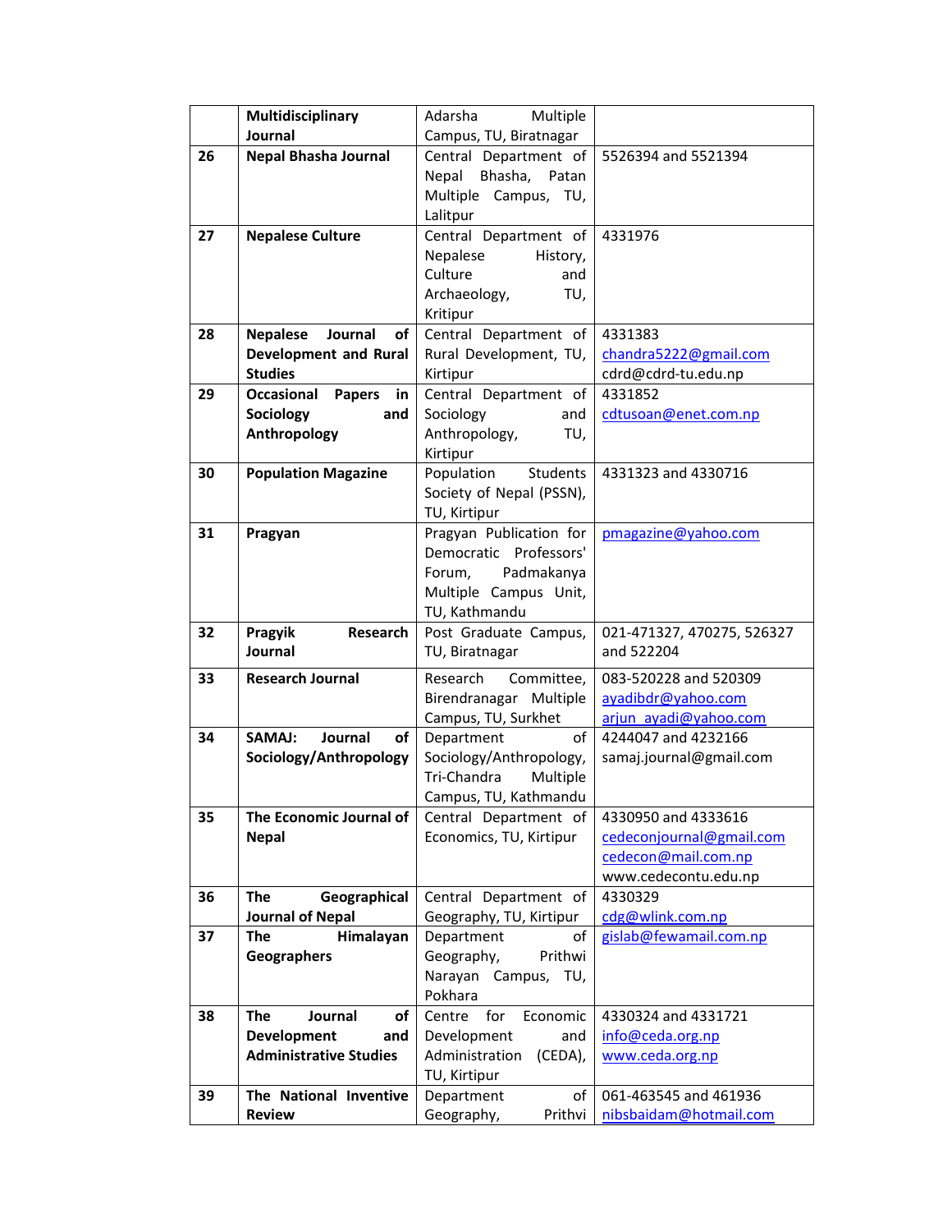| | | | |
|---|---|---|---|
| | **Multidisciplinary Journal** | Adarsha Multiple Campus, TU, Biratnagar | |
| **26** | **Nepal Bhasha Journal** | Central Department of Nepal Bhasha, Patan Multiple Campus, TU, Lalitpur | 5526394 and 5521394 |
| **27** | **Nepalese Culture** | Central Department of Nepalese History, Culture and Archaeology, TU, Kritipur | 4331976 |
| **28** | **Nepalese Journal of Development and Rural Studies** | Central Department of Rural Development, TU, Kirtipur | 4331383<br>chandra5222@gmail.com<br>cdrd@cdrd-tu.edu.np |
| **29** | **Occasional Papers in Sociology and Anthropology** | Central Department of Sociology and Anthropology, TU, Kirtipur | 4331852<br>cdtusoan@enet.com.np |
| **30** | **Population Magazine** | Population Students Society of Nepal (PSSN), TU, Kirtipur | 4331323 and 4330716 |
| **31** | **Pragyan** | Pragyan Publication for Democratic Professors' Forum, Padmakanya Multiple Campus Unit, TU, Kathmandu | pmagazine@yahoo.com |
| **32** | **Pragyik Research Journal** | Post Graduate Campus, TU, Biratnagar | 021-471327, 470275, 526327 and 522204 |
| **33** | **Research Journal** | Research Committee, Birendranagar Multiple Campus, TU, Surkhet | 083-520228 and 520309<br>ayadibdr@yahoo.com<br>arjun_ayadi@yahoo.com |
| **34** | **SAMAJ: Journal of Sociology/Anthropology** | Department of Sociology/Anthropology, Tri-Chandra Multiple Campus, TU, Kathmandu | 4244047 and 4232166<br>samaj.journal@gmail.com |
| **35** | **The Economic Journal of Nepal** | Central Department of Economics, TU, Kirtipur | 4330950 and 4333616<br>cedeconjournal@gmail.com<br>cedecon@mail.com.np<br>www.cedecontu.edu.np |
| **36** | **The Geographical Journal of Nepal** | Central Department of Geography, TU, Kirtipur | 4330329<br>cdg@wlink.com.np |
| **37** | **The Himalayan Geographers** | Department of Geography, Prithwi Narayan Campus, TU, Pokhara | gislab@fewamail.com.np |
| **38** | **The Journal of Development and Administrative Studies** | Centre for Economic Development and Administration (CEDA), TU, Kirtipur | 4330324 and 4331721<br>info@ceda.org.np<br>www.ceda.org.np |
| **39** | **The National Inventive Review** | Department of Geography, Prithvi | 061-463545 and 461936<br>nibsbaidam@hotmail.com |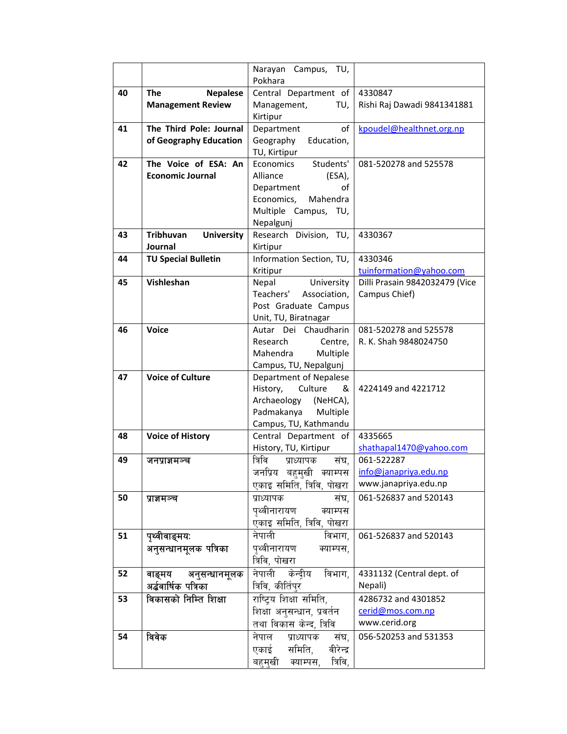| | | Narayan Campus, TU, Pokhara | |
|---|---|---|---|
| 40 | **The Nepalese Management Review** | Central Department of Management, TU, Kirtipur | 4330847<br>Rishi Raj Dawadi 9841341881 |
| 41 | **The Third Pole: Journal of Geography Education** | Department of Geography Education, TU, Kirtipur | kpoudel@healthnet.org.np |
| 42 | **The Voice of ESA: An Economic Journal** | Economics Students' Alliance (ESA), Department of Economics, Mahendra Multiple Campus, TU, Nepalgunj | 081-520278 and 525578 |
| 43 | **Tribhuvan University Journal** | Research Division, TU, Kirtipur | 4330367 |
| 44 | **TU Special Bulletin** | Information Section, TU, Kritipur | 4330346<br>tuinformation@yahoo.com |
| 45 | **Vishleshan** | Nepal University Teachers' Association, Post Graduate Campus Unit, TU, Biratnagar | Dilli Prasain 9842032479 (Vice Campus Chief) |
| 46 | **Voice** | Autar Dei Chaudharin Research Centre, Mahendra Multiple Campus, TU, Nepalgunj | 081-520278 and 525578<br>R. K. Shah 9848024750 |
| 47 | **Voice of Culture** | Department of Nepalese History, Culture & Archaeology (NeHCA), Padmakanya Multiple Campus, TU, Kathmandu | 4224149 and 4221712 |
| 48 | **Voice of History** | Central Department of History, TU, Kirtipur | 4335665<br>shathapal1470@yahoo.com |
| 49 | **जनप्राज्ञमञ्च** | त्रिवि प्राध्यापक संघ, जनप्रिय बहुमुखी क्याम्पस एकाइ समिति, त्रिवि, पोखरा | 061-522287<br>info@janapriya.edu.np<br>www.janapriya.edu.np |
| 50 | **प्राज्ञमञ्च** | प्राध्यापक संघ, पृथ्वीनारायण क्याम्पस एकाइ समिति, त्रिवि, पोखरा | 061-526837 and 520143 |
| 51 | **पृथ्वीवाङ्मय: अनुसन्धानमूलक पत्रिका** | नेपाली विभाग, पृथ्वीनारायण क्याम्पस, त्रिवि, पोखरा | 061-526837 and 520143 |
| 52 | **वाङ्मय अनुसन्धानमूलक अर्द्धवार्षिक पत्रिका** | नेपाली केन्द्रीय विभाग, त्रिवि, कीर्तिपुर | 4331132 (Central dept. of Nepali) |
| 53 | **विकासको निम्ति शिक्षा** | राष्ट्रिय शिक्षा समिति, शिक्षा अनुसन्धान, प्रवर्तन तथा विकास केन्द, त्रिवि | 4286732 and 4301852<br>cerid@mos.com.np<br>www.cerid.org |
| 54 | **विवेक** | नेपाल प्राध्यापक संघ, एकाई समिति, वीरेन्द्र बहुमुखी क्याम्पस, त्रिवि, | 056-520253 and 531353 |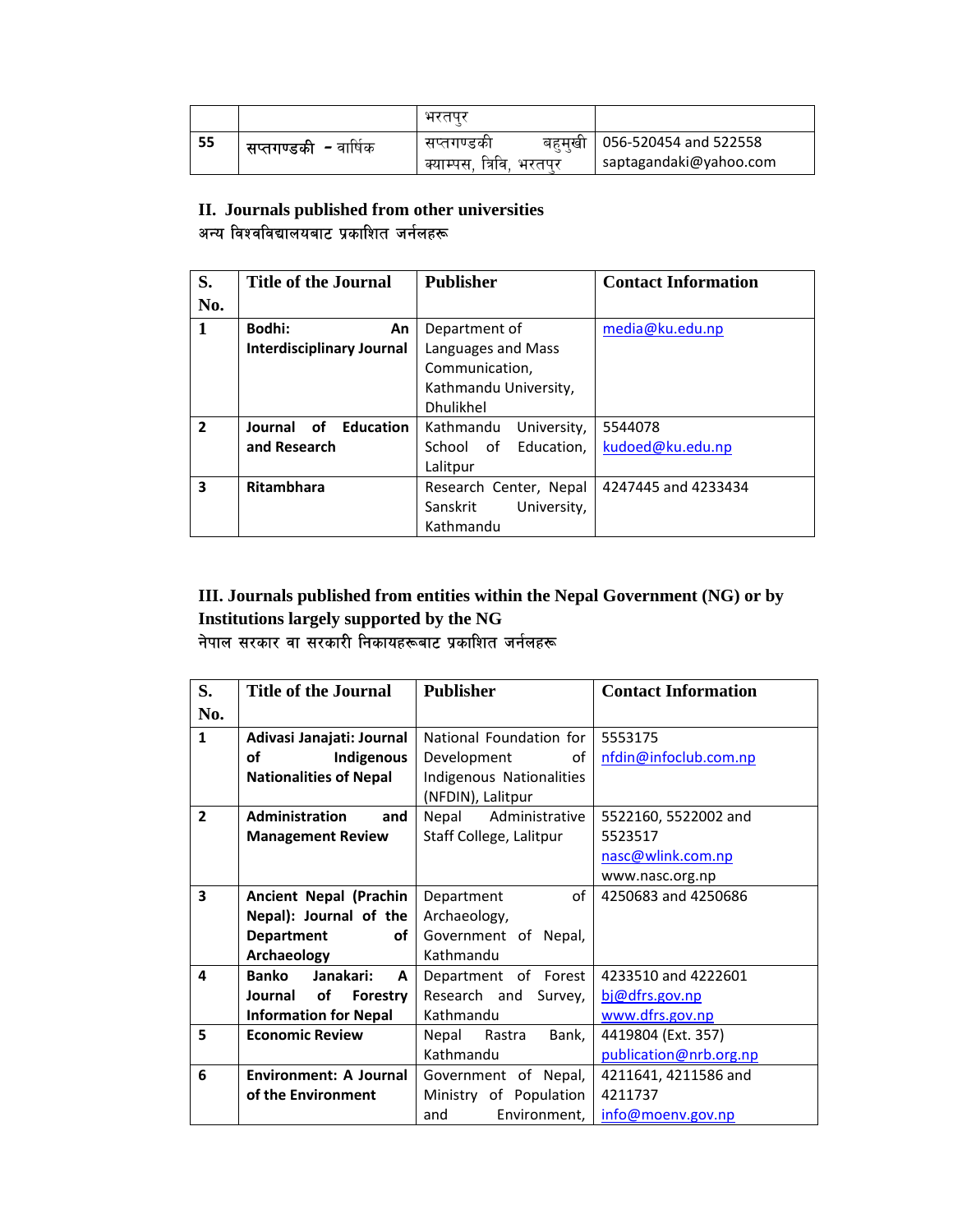| | | भरतपुर | |
|---|---|---|---|
| **55** | सप्तगण्डकी – वार्षिक | सप्तगण्डकी बहुमुखी क्याम्पस, त्रिवि, भरतपुर | 056-520454 and 522558 saptagandaki@yahoo.com |

## II. Journals published from other universities

अन्य विश्वविद्यालयबाट प्रकाशित जर्नलहरू

| S. No. | Title of the Journal | Publisher | Contact Information |
|---|---|---|---|
| **1** | **Bodhi: An Interdisciplinary Journal** | Department of Languages and Mass Communication, Kathmandu University, Dhulikhel | media@ku.edu.np |
| **2** | **Journal of Education and Research** | Kathmandu University, School of Education, Lalitpur | 5544078 kudoed@ku.edu.np |
| **3** | **Ritambhara** | Research Center, Nepal Sanskrit University, Kathmandu | 4247445 and 4233434 |

## III. Journals published from entities within the Nepal Government (NG) or by Institutions largely supported by the NG

नेपाल सरकार वा सरकारी निकायहरूबाट प्रकाशित जर्नलहरू

| S. No. | Title of the Journal | Publisher | Contact Information |
|---|---|---|---|
| **1** | **Adivasi Janajati: Journal of Indigenous Nationalities of Nepal** | National Foundation for Development of Indigenous Nationalities (NFDIN), Lalitpur | 5553175 nfdin@infoclub.com.np |
| **2** | **Administration and Management Review** | Nepal Administrative Staff College, Lalitpur | 5522160, 5522002 and 5523517 nasc@wlink.com.np www.nasc.org.np |
| **3** | **Ancient Nepal (Prachin Nepal): Journal of the Department of Archaeology** | Department of Archaeology, Government of Nepal, Kathmandu | 4250683 and 4250686 |
| **4** | **Banko Janakari: A Journal of Forestry Information for Nepal** | Department of Forest Research and Survey, Kathmandu | 4233510 and 4222601 bj@dfrs.gov.np www.dfrs.gov.np |
| **5** | **Economic Review** | Nepal Rastra Bank, Kathmandu | 4419804 (Ext. 357) publication@nrb.org.np |
| **6** | **Environment: A Journal of the Environment** | Government of Nepal, Ministry of Population and Environment, | 4211641, 4211586 and 4211737 info@moenv.gov.np |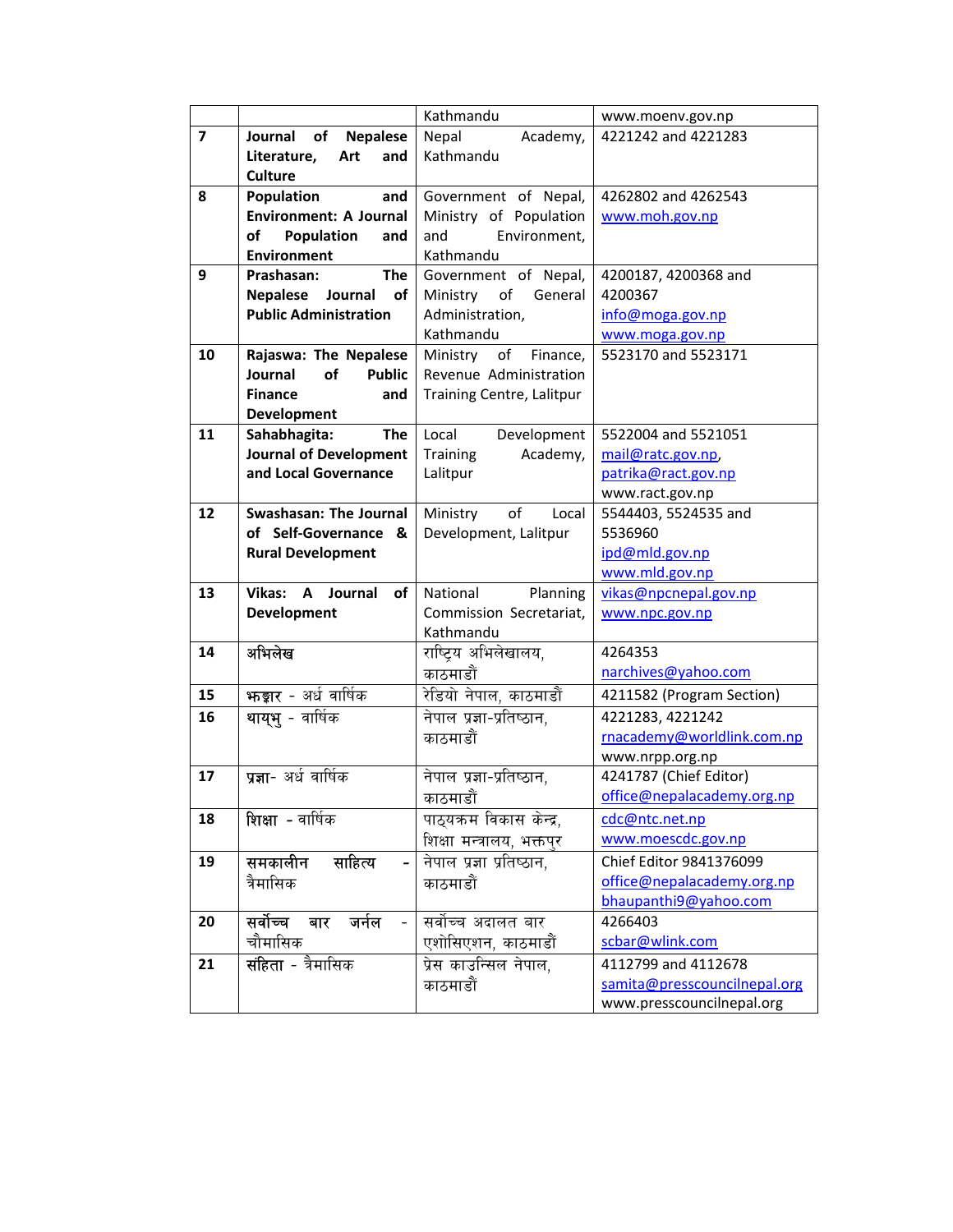| | | | |
|---|---|---|---|
| | | Kathmandu | www.moenv.gov.np |
| **7** | **Journal of Nepalese Literature, Art and Culture** | Nepal Academy, Kathmandu | 4221242 and 4221283 |
| **8** | **Population and Environment: A Journal of Population and Environment** | Government of Nepal, Ministry of Population and Environment, Kathmandu | 4262802 and 4262543 www.moh.gov.np |
| **9** | **Prashasan: The Nepalese Journal of Public Administration** | Government of Nepal, Ministry of General Administration, Kathmandu | 4200187, 4200368 and 4200367 info@moga.gov.np www.moga.gov.np |
| **10** | **Rajaswa: The Nepalese Journal of Public Finance and Development** | Ministry of Finance, Revenue Administration Training Centre, Lalitpur | 5523170 and 5523171 |
| **11** | **Sahabhagita: The Journal of Development and Local Governance** | Local Development Training Academy, Lalitpur | 5522004 and 5521051 mail@ratc.gov.np, patrika@ract.gov.np www.ract.gov.np |
| **12** | **Swashasan: The Journal of Self-Governance & Rural Development** | Ministry of Local Development, Lalitpur | 5544403, 5524535 and 5536960 ipd@mld.gov.np www.mld.gov.np |
| **13** | **Vikas: A Journal of Development** | National Planning Commission Secretariat, Kathmandu | vikas@npcnepal.gov.np www.npc.gov.np |
| **14** | **अभिलेख** | राष्ट्रिय अभिलेखालय, काठमाडौं | 4264353 narchives@yahoo.com |
| **15** | **झङ्कार** - अर्ध वार्षिक | रेडियो नेपाल, काठमाडौं | 4211582 (Program Section) |
| **16** | **थायुभु** - वार्षिक | नेपाल प्रज्ञा-प्रतिष्ठान, काठमाडौं | 4221283, 4221242 rnacademy@worldlink.com.np www.nrpp.org.np |
| **17** | **प्रज्ञा**- अर्ध वार्षिक | नेपाल प्रज्ञा-प्रतिष्ठान, काठमाडौं | 4241787 (Chief Editor) office@nepalacademy.org.np |
| **18** | **शिक्षा** - वार्षिक | पाठ्यक्रम विकास केन्द्र, शिक्षा मन्त्रालय, भक्तपुर | cdc@ntc.net.np www.moescdc.gov.np |
| **19** | **समकालीन साहित्य** - त्रैमासिक | नेपाल प्रज्ञा प्रतिष्ठान, काठमाडौं | Chief Editor 9841376099 office@nepalacademy.org.np bhaupanthi9@yahoo.com |
| **20** | **सर्वोच्च बार जर्नल** - चौमासिक | सर्वोच्च अदालत बार एशोसिएशन, काठमाडौं | 4266403 scbar@wlink.com |
| **21** | **संहिता** - त्रैमासिक | प्रेस काउन्सिल नेपाल, काठमाडौं | 4112799 and 4112678 samita@presscouncilnepal.org www.presscouncilnepal.org |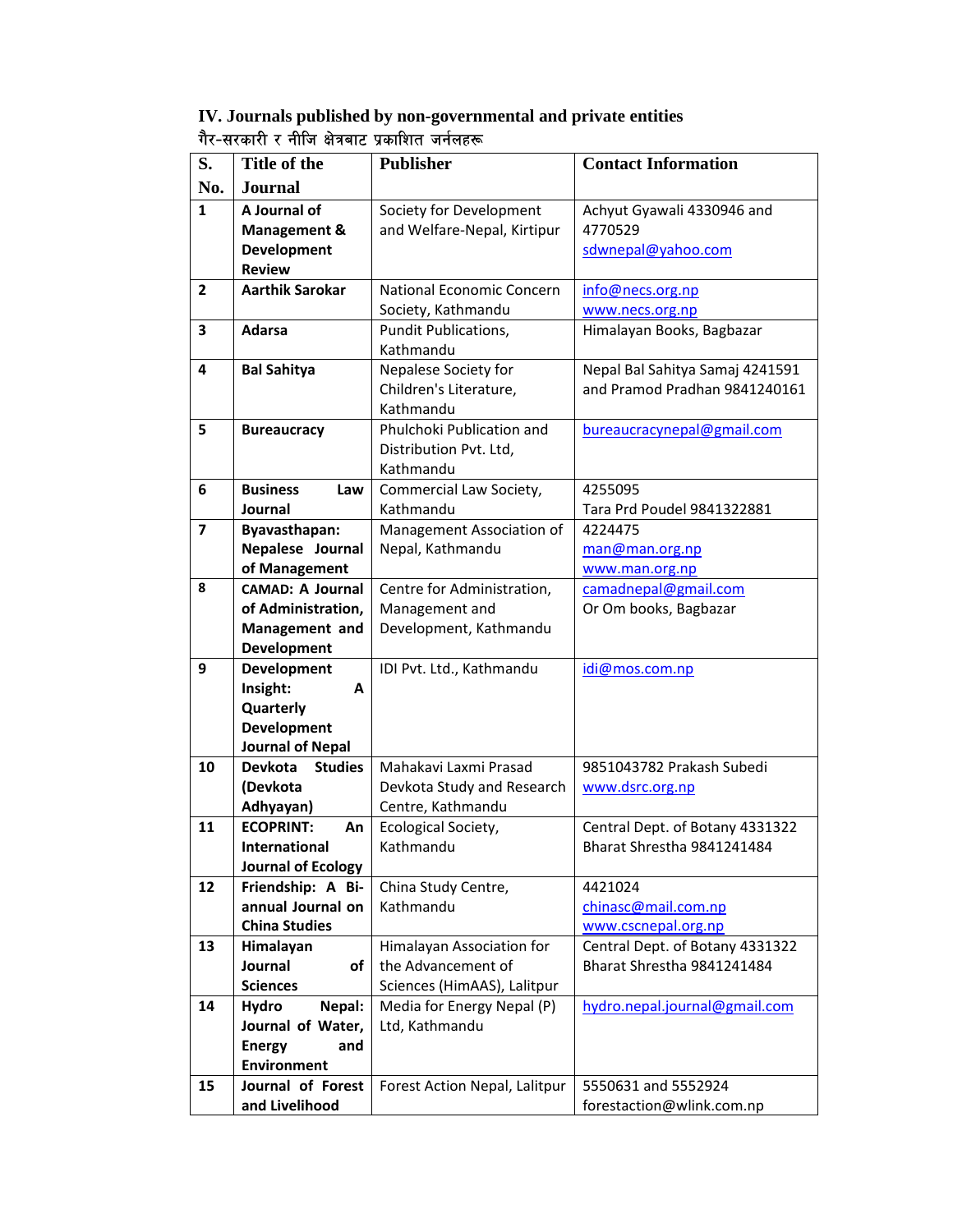## IV. Journals published by non-governmental and private entities

गैर-सरकारी र नीजि क्षेत्रबाट प्रकाशित जर्नलहरू

| S. No. | Title of the Journal | Publisher | Contact Information |
|---|---|---|---|
| 1 | **A Journal of Management & Development Review** | Society for Development and Welfare-Nepal, Kirtipur | Achyut Gyawali 4330946 and 4770529 sdwnepal@yahoo.com |
| 2 | **Aarthik Sarokar** | National Economic Concern Society, Kathmandu | info@necs.org.np www.necs.org.np |
| 3 | **Adarsa** | Pundit Publications, Kathmandu | Himalayan Books, Bagbazar |
| 4 | **Bal Sahitya** | Nepalese Society for Children's Literature, Kathmandu | Nepal Bal Sahitya Samaj 4241591 and Pramod Pradhan 9841240161 |
| 5 | **Bureaucracy** | Phulchoki Publication and Distribution Pvt. Ltd, Kathmandu | bureaucracynepal@gmail.com |
| 6 | **Business Law Journal** | Commercial Law Society, Kathmandu | 4255095 Tara Prd Poudel 9841322881 |
| 7 | **Byavasthapan: Nepalese Journal of Management** | Management Association of Nepal, Kathmandu | 4224475 man@man.org.np www.man.org.np |
| 8 | **CAMAD: A Journal of Administration, Management and Development** | Centre for Administration, Management and Development, Kathmandu | camadnepal@gmail.com Or Om books, Bagbazar |
| 9 | **Development Insight: A Quarterly Development Journal of Nepal** | IDI Pvt. Ltd., Kathmandu | idi@mos.com.np |
| 10 | **Devkota Studies (Devkota Adhyayan)** | Mahakavi Laxmi Prasad Devkota Study and Research Centre, Kathmandu | 9851043782 Prakash Subedi www.dsrc.org.np |
| 11 | **ECOPRINT: An International Journal of Ecology** | Ecological Society, Kathmandu | Central Dept. of Botany 4331322 Bharat Shrestha 9841241484 |
| 12 | **Friendship: A Bi-annual Journal on China Studies** | China Study Centre, Kathmandu | 4421024 chinasc@mail.com.np www.cscnepal.org.np |
| 13 | **Himalayan Journal of Sciences** | Himalayan Association for the Advancement of Sciences (HimAAS), Lalitpur | Central Dept. of Botany 4331322 Bharat Shrestha 9841241484 |
| 14 | **Hydro Nepal: Journal of Water, Energy and Environment** | Media for Energy Nepal (P) Ltd, Kathmandu | hydro.nepal.journal@gmail.com |
| 15 | **Journal of Forest and Livelihood** | Forest Action Nepal, Lalitpur | 5550631 and 5552924 forestaction@wlink.com.np |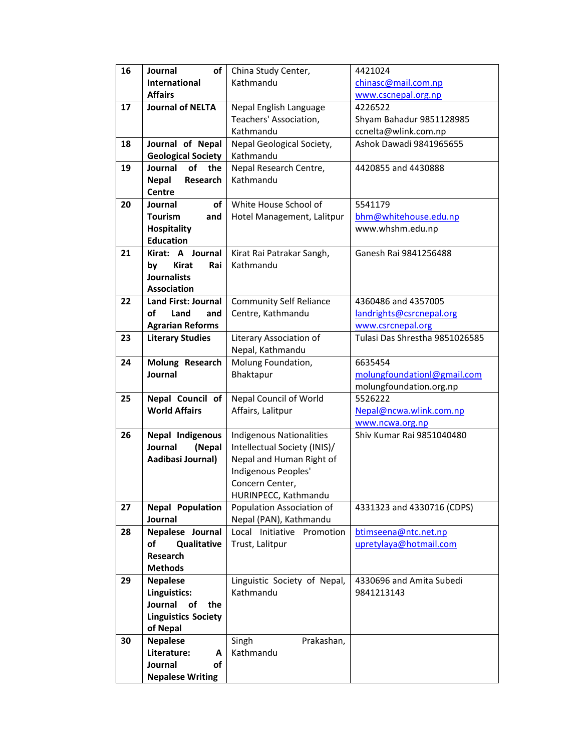| 16 | **Journal of International Affairs** | China Study Center, Kathmandu | 4421024 chinasc@mail.com.np www.cscnepal.org.np |
|---|---|---|---|
| 17 | **Journal of NELTA** | Nepal English Language Teachers' Association, Kathmandu | 4226522 Shyam Bahadur 9851128985 ccnelta@wlink.com.np |
| 18 | **Journal of Nepal Geological Society** | Nepal Geological Society, Kathmandu | Ashok Dawadi 9841965655 |
| 19 | **Journal of the Nepal Research Centre** | Nepal Research Centre, Kathmandu | 4420855 and 4430888 |
| 20 | **Journal of Tourism and Hospitality Education** | White House School of Hotel Management, Lalitpur | 5541179 bhm@whitehouse.edu.np www.whshm.edu.np |
| 21 | **Kirat: A Journal by Kirat Rai Journalists Association** | Kirat Rai Patrakar Sangh, Kathmandu | Ganesh Rai 9841256488 |
| 22 | **Land First: Journal of Land and Agrarian Reforms** | Community Self Reliance Centre, Kathmandu | 4360486 and 4357005 landrights@csrcnepal.org www.csrcnepal.org |
| 23 | **Literary Studies** | Literary Association of Nepal, Kathmandu | Tulasi Das Shrestha 9851026585 |
| 24 | **Molung Research Journal** | Molung Foundation, Bhaktapur | 6635454 molungfoundationl@gmail.com molungfoundation.org.np |
| 25 | **Nepal Council of World Affairs** | Nepal Council of World Affairs, Lalitpur | 5526222 Nepal@ncwa.wlink.com.np www.ncwa.org.np |
| 26 | **Nepal Indigenous Journal (Nepal Aadibasi Journal)** | Indigenous Nationalities Intellectual Society (INIS)/ Nepal and Human Right of Indigenous Peoples' Concern Center, HURINPECC, Kathmandu | Shiv Kumar Rai 9851040480 |
| 27 | **Nepal Population Journal** | Population Association of Nepal (PAN), Kathmandu | 4331323 and 4330716 (CDPS) |
| 28 | **Nepalese Journal of Qualitative Research Methods** | Local Initiative Promotion Trust, Lalitpur | btimseena@ntc.net.np upretylaya@hotmail.com |
| 29 | **Nepalese Linguistics: Journal of the Linguistics Society of Nepal** | Linguistic Society of Nepal, Kathmandu | 4330696 and Amita Subedi 9841213143 |
| 30 | **Nepalese Literature: A Journal of Nepalese Writing** | Singh Prakashan, Kathmandu | |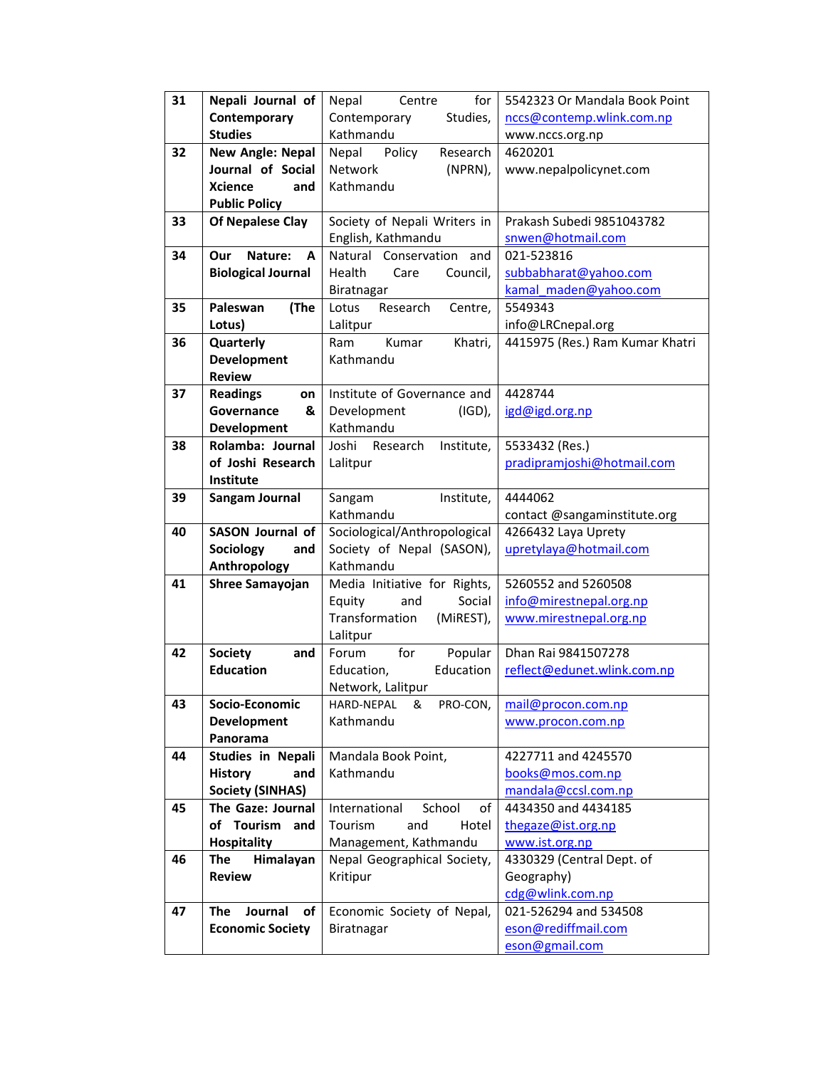| 31 | **Nepali Journal of Contemporary Studies** | Nepal Centre for Contemporary Studies, Kathmandu | 5542323 Or Mandala Book Point nccs@contemp.wlink.com.np www.nccs.org.np |
|---|---|---|---|
| 32 | **New Angle: Nepal Journal of Social Xcience and Public Policy** | Nepal Policy Research Network (NPRN), Kathmandu | 4620201 www.nepalpolicynet.com |
| 33 | **Of Nepalese Clay** | Society of Nepali Writers in English, Kathmandu | Prakash Subedi 9851043782 snwen@hotmail.com |
| 34 | **Our Nature: A Biological Journal** | Natural Conservation and Health Care Council, Biratnagar | 021-523816 subbabharat@yahoo.com kamal_maden@yahoo.com |
| 35 | **Paleswan (The Lotus)** | Lotus Research Centre, Lalitpur | 5549343 info@LRCnepal.org |
| 36 | **Quarterly Development Review** | Ram Kumar Khatri, Kathmandu | 4415975 (Res.) Ram Kumar Khatri |
| 37 | **Readings on Governance & Development** | Institute of Governance and Development (IGD), Kathmandu | 4428744 igd@igd.org.np |
| 38 | **Rolamba: Journal of Joshi Research Institute** | Joshi Research Institute, Lalitpur | 5533432 (Res.) pradipramjoshi@hotmail.com |
| 39 | **Sangam Journal** | Sangam Institute, Kathmandu | 4444062 contact @sangaminstitute.org |
| 40 | **SASON Journal of Sociology and Anthropology** | Sociological/Anthropological Society of Nepal (SASON), Kathmandu | 4266432 Laya Uprety upretylaya@hotmail.com |
| 41 | **Shree Samayojan** | Media Initiative for Rights, Equity and Social Transformation (MiREST), Lalitpur | 5260552 and 5260508 info@mirestnepal.org.np www.mirestnepal.org.np |
| 42 | **Society and Education** | Forum for Popular Education, Education Network, Lalitpur | Dhan Rai 9841507278 reflect@edunet.wlink.com.np |
| 43 | **Socio-Economic Development Panorama** | HARD-NEPAL & PRO-CON, Kathmandu | mail@procon.com.np www.procon.com.np |
| 44 | **Studies in Nepali History and Society (SINHAS)** | Mandala Book Point, Kathmandu | 4227711 and 4245570 books@mos.com.np mandala@ccsl.com.np |
| 45 | **The Gaze: Journal of Tourism and Hospitality** | International School of Tourism and Hotel Management, Kathmandu | 4434350 and 4434185 thegaze@ist.org.np www.ist.org.np |
| 46 | **The Himalayan Review** | Nepal Geographical Society, Kritipur | 4330329 (Central Dept. of Geography) cdg@wlink.com.np |
| 47 | **The Journal of Economic Society** | Economic Society of Nepal, Biratnagar | 021-526294 and 534508 eson@rediffmail.com eson@gmail.com |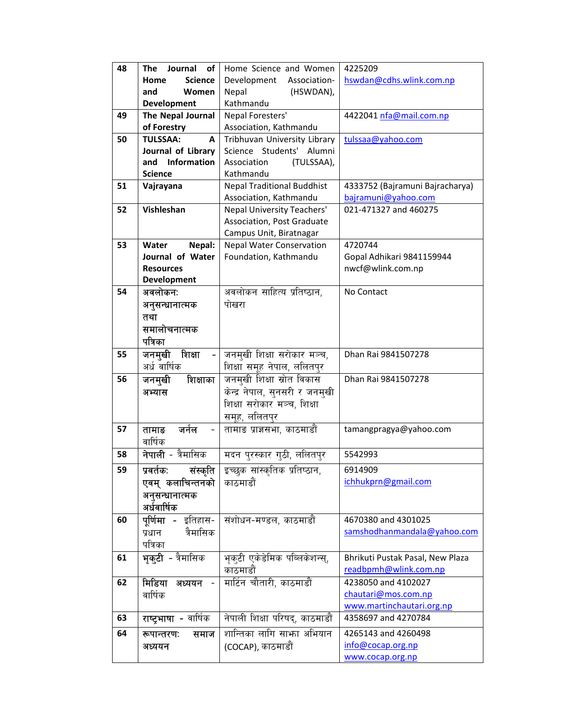| 48 | **The Journal of Home Science and Women Development** | Home Science and Women Development Association-Nepal (HSWDAN), Kathmandu | 4225209 hswdan@cdhs.wlink.com.np |
|---|---|---|---|
| 49 | **The Nepal Journal of Forestry** | Nepal Foresters' Association, Kathmandu | 4422041 nfa@mail.com.np |
| 50 | **TULSSAA: A Journal of Library and Information Science** | Tribhuvan University Library Science Students' Alumni Association (TULSSAA), Kathmandu | tulssaa@yahoo.com |
| 51 | **Vajrayana** | Nepal Traditional Buddhist Association, Kathmandu | 4333752 (Bajramuni Bajracharya) bajramuni@yahoo.com |
| 52 | **Vishleshan** | Nepal University Teachers' Association, Post Graduate Campus Unit, Biratnagar | 021-471327 and 460275 |
| 53 | **Water Nepal: Journal of Water Resources Development** | Nepal Water Conservation Foundation, Kathmandu | 4720744 Gopal Adhikari 9841159944 nwcf@wlink.com.np |
| 54 | **अवलोकन: अनुसन्धानात्मक तथा समालोचनात्मक पत्रिका** | अवलोकन साहित्य प्रतिष्ठान, पोखरा | No Contact |
| 55 | **जनमुखी शिक्षा** - अर्ध वार्षिक | जनमुखी शिक्षा सरोकार मञ्च, शिक्षा समूह नेपाल, ललितपुर | Dhan Rai 9841507278 |
| 56 | **जनमुखी शिक्षाका अभ्यास** | जनमुखी शिक्षा स्रोत विकास केन्द्र नेपाल, सुनसरी र जनमुखी शिक्षा सरोकार मञ्च, शिक्षा समूह, ललितपुर | Dhan Rai 9841507278 |
| 57 | **तामाङ जर्नल** - वार्षिक | तामाङ प्राज्ञसभा, काठमाडौं | tamangpragya@yahoo.com |
| 58 | **नेपाली** - त्रैमासिक | मदन पुरस्कार गुठी, ललितपुर | 5542993 |
| 59 | **प्रवर्तक: संस्कृति एवम् कलाचिन्तनको अनुसन्धानात्मक अर्धवार्षिक** | इच्छुक सांस्कृतिक प्रतिष्ठान, काठमाडौं | 6914909 ichhukprn@gmail.com |
| 60 | **पूर्णिमा** - इतिहास-प्रधान त्रैमासिक पत्रिका | संशोधन-मण्डल, काठमाडौं | 4670380 and 4301025 samshodhanmandala@yahoo.com |
| 61 | **भृकुटी** - त्रैमासिक | भृकुटी एकेडेमिक पब्लिकेशन्स्, काठमाडौं | Bhrikuti Pustak Pasal, New Plaza readbpmh@wlink.com.np |
| 62 | **मिडिया अध्ययन** - वार्षिक | मार्टिन चौतारी, काठमाडौं | 4238050 and 4102027 chautari@mos.com.np www.martinchautari.org.np |
| 63 | **राष्ट्रभाषा** - वार्षिक | नेपाली शिक्षा परिषद्, काठमाडौं | 4358697 and 4270784 |
| 64 | **रूपान्तरण: समाज अध्ययन** | शान्तिका लागि साझा अभियान (COCAP), काठमाडौं | 4265143 and 4260498 info@cocap.org.np www.cocap.org.np |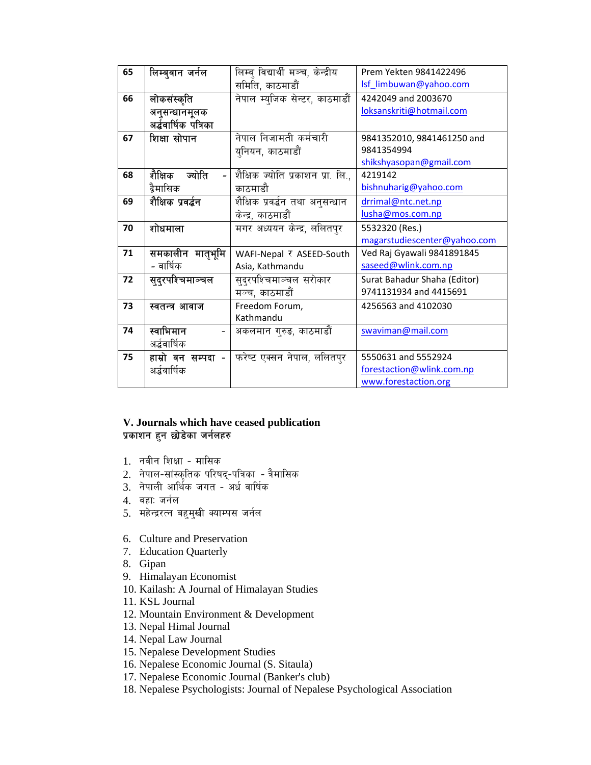| 65 | लिम्बुवान जर्नल | लिम्बु विद्यार्थी मञ्च, केन्द्रीय समिति, काठमाडौं | Prem Yekten 9841422496 lsf_limbuwan@yahoo.com |
|---|---|---|---|
| 66 | लोकसंस्कृति अनुसन्धानमूलक अर्द्धवार्षिक पत्रिका | नेपाल म्युजिक सेन्टर, काठमाडौं | 4242049 and 2003670 loksanskriti@hotmail.com |
| 67 | शिक्षा सोपान | नेपाल निजामती कर्मचारी युनियन, काठमाडौं | 9841352010, 9841461250 and 9841354994 shikshyasopan@gmail.com |
| 68 | शैक्षिक ज्योति - द्वैमासिक | शैक्षिक ज्योति प्रकाशन प्रा. लि., काठमाडौ | 4219142 bishnuharig@yahoo.com |
| 69 | शैक्षिक प्रवर्द्धन | शैक्षिक प्रवर्द्धन तथा अनुसन्धान केन्द्र, काठमाडौं | drrimal@ntc.net.np lusha@mos.com.np |
| 70 | शोधमाला | मगर अध्ययन केन्द्र, ललितपुर | 5532320 (Res.) magarstudiescenter@yahoo.com |
| 71 | समकालीन मातृभूमि - वार्षिक | WAFI-Nepal र ASEED-South Asia, Kathmandu | Ved Raj Gyawali 9841891845 saseed@wlink.com.np |
| 72 | सुदुरपश्चिमाञ्चल | सुदुरपश्चिमाञ्चल सरोकार मञ्च, काठमाडौं | Surat Bahadur Shaha (Editor) 9741131934 and 4415691 |
| 73 | स्वतन्त्र आवाज | Freedom Forum, Kathmandu | 4256563 and 4102030 |
| 74 | स्वाभिमान - अर्द्धवार्षिक | अकलमान गुरुङ, काठमाडौं | swaviman@mail.com |
| 75 | हाम्रो वन सम्पदा - अर्द्धवार्षिक | फरेष्ट एक्सन नेपाल, ललितपुर | 5550631 and 5552924 forestaction@wlink.com.np www.forestaction.org |

## V. Journals which have ceased publication
## प्रकाशन हुन छोडेका जर्नलहरु

1. नवीन शिक्षा - मासिक
2. नेपाल-सांस्कृतिक परिषद्-पत्रिका - त्रैमासिक
3. नेपाली आर्थिक जगत - अर्ध वार्षिक
4. बहा: जर्नल
5. महेन्द्ररत्न बहुमुखी क्याम्पस जर्नल

6. Culture and Preservation
7. Education Quarterly
8. Gipan
9. Himalayan Economist
10. Kailash: A Journal of Himalayan Studies
11. KSL Journal
12. Mountain Environment & Development
13. Nepal Himal Journal
14. Nepal Law Journal
15. Nepalese Development Studies
16. Nepalese Economic Journal (S. Sitaula)
17. Nepalese Economic Journal (Banker's club)
18. Nepalese Psychologists: Journal of Nepalese Psychological Association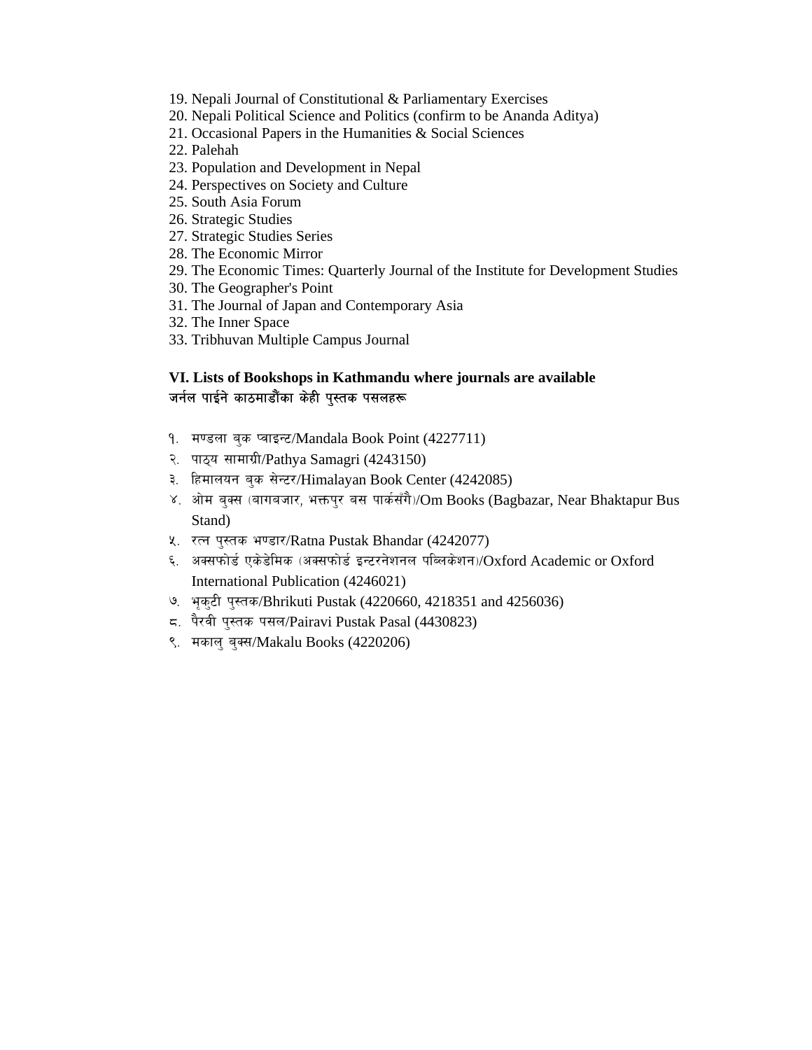19. Nepali Journal of Constitutional & Parliamentary Exercises
20. Nepali Political Science and Politics (confirm to be Ananda Aditya)
21. Occasional Papers in the Humanities & Social Sciences
22. Palehah
23. Population and Development in Nepal
24. Perspectives on Society and Culture
25. South Asia Forum
26. Strategic Studies
27. Strategic Studies Series
28. The Economic Mirror
29. The Economic Times: Quarterly Journal of the Institute for Development Studies
30. The Geographer's Point
31. The Journal of Japan and Contemporary Asia
32. The Inner Space
33. Tribhuvan Multiple Campus Journal

## VI. Lists of Bookshops in Kathmandu where journals are available

**जर्नल पाईने काठमाडौंका केही पुस्तक पसलहरू**

१. मण्डला बुक प्वाइन्ट/Mandala Book Point (4227711)
२. पाठ्य सामाग्री/Pathya Samagri (4243150)
३. हिमालयन बुक सेन्टर/Himalayan Book Center (4242085)
४. ओम बुक्स (बागबजार, भक्तपुर बस पार्कसँगै)/Om Books (Bagbazar, Near Bhaktapur Bus Stand)
५. रत्न पुस्तक भण्डार/Ratna Pustak Bhandar (4242077)
६. अक्सफोर्ड एकेडेमिक (अक्सफोर्ड इन्टरनेशनल पब्लिकेशन)/Oxford Academic or Oxford International Publication (4246021)
७. भृकुटी पुस्तक/Bhrikuti Pustak (4220660, 4218351 and 4256036)
८. पैरवी पुस्तक पसल/Pairavi Pustak Pasal (4430823)
९. मकालु बुक्स/Makalu Books (4220206)